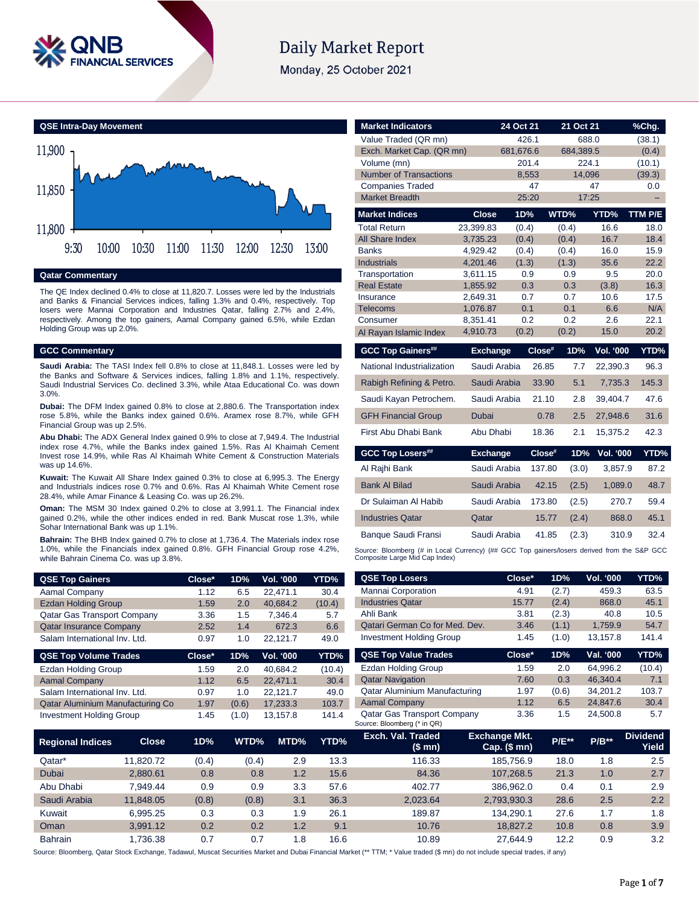# Daily Market Report

Monday, 25 October 2021

## QSE Intra-Day Movement

## Qatar Commentary

The QE Index declined 0.4% to close at 11,820.7. Losses were led by the Industrials and Banks & Financial Services indices, falling 1.3% and 0.4%, respectively. Top losers were Mannai Corporation and Industries Qatar, falling 2.7% and 2.4%, respectively. Among the top gainers, Aamal Company gained 6.5%, while Ezdan Holding Group was up 2.0%.

## GCC Commentary

**Saudi Arabia:** The TASI Index fell 0.8% to close at 11,848.1. Losses were led by the Banks and Software & Services indices, falling 1.8% and 1.1%, respectively. Saudi Industrial Services Co. declined 3.3%, while Ataa Educational Co. was down 3.0%.

**Dubai:** The DFM Index gained 0.8% to close at 2,880.6. The Transportation index rose 5.8%, while the Banks index gained 0.6%. Aramex rose 8.7%, while GFH Financial Group was up 2.5%.

**Abu Dhabi:** The ADX General Index gained 0.9% to close at 7,949.4. The Industrial index rose 4.7%, while the Banks index gained 1.5%. Ras Al Khaimah Cement Invest rose 14.9%, while Ras Al Khaimah White Cement & Construction Materials was up 14.6%.

**Kuwait:** The Kuwait All Share Index gained 0.3% to close at 6,995.3. The Energy and Industrials indices rose 0.7% and 0.6%. Ras Al Khaimah White Cement rose 28.4%, while Amar Finance & Leasing Co. was up 26.2%.

**Oman:** The MSM 30 Index gained 0.2% to close at 3,991.1. The Financial index gained 0.2%, while the other indices ended in red. Bank Muscat rose 1.3%, while Sohar International Bank was up 1.1%.

**Bahrain:** The BHB Index gained 0.7% to close at 1,736.4. The Materials index rose 1.0%, while the Financials index gained 0.8%. GFH Financial Group rose 4.2%, while Bahrain Cinema Co. was up 3.8%.

| Market Indicators | 24 Oct 21 | 21 Oct 21 | %Chg. |
|---|---|---|---|
| Value Traded (QR mn) | 426.1 | 688.0 | (38.1) |
| Exch. Market Cap. (QR mn) | 681,676.6 | 684,389.5 | (0.4) |
| Volume (mn) | 201.4 | 224.1 | (10.1) |
| Number of Transactions | 8,553 | 14,096 | (39.3) |
| Companies Traded | 47 | 47 | 0.0 |
| Market Breadth | 25:20 | 17:25 | – |

| Market Indices | Close | 1D% | WTD% | YTD% | TTM P/E |
|---|---|---|---|---|---|
| Total Return | 23,399.83 | (0.4) | (0.4) | 16.6 | 18.0 |
| All Share Index | 3,735.23 | (0.4) | (0.4) | 16.7 | 18.4 |
| Banks | 4,929.42 | (0.4) | (0.4) | 16.0 | 15.9 |
| Industrials | 4,201.46 | (1.3) | (1.3) | 35.6 | 22.2 |
| Transportation | 3,611.15 | 0.9 | 0.9 | 9.5 | 20.0 |
| Real Estate | 1,855.92 | 0.3 | 0.3 | (3.8) | 16.3 |
| Insurance | 2,649.31 | 0.7 | 0.7 | 10.6 | 17.5 |
| Telecoms | 1,076.87 | 0.1 | 0.1 | 6.6 | N/A |
| Consumer | 8,351.41 | 0.2 | 0.2 | 2.6 | 22.1 |
| Al Rayan Islamic Index | 4,910.73 | (0.2) | (0.2) | 15.0 | 20.2 |

| GCC Top Gainers## | Exchange | Close# | 1D% | Vol. '000 | YTD% |
|---|---|---|---|---|---|
| National Industrialization | Saudi Arabia | 26.85 | 7.7 | 22,390.3 | 96.3 |
| Rabigh Refining & Petro. | Saudi Arabia | 33.90 | 5.1 | 7,735.3 | 145.3 |
| Saudi Kayan Petrochem. | Saudi Arabia | 21.10 | 2.8 | 39,404.7 | 47.6 |
| GFH Financial Group | Dubai | 0.78 | 2.5 | 27,948.6 | 31.6 |
| First Abu Dhabi Bank | Abu Dhabi | 18.36 | 2.1 | 15,375.2 | 42.3 |

| GCC Top Losers## | Exchange | Close# | 1D% | Vol. '000 | YTD% |
|---|---|---|---|---|---|
| Al Rajhi Bank | Saudi Arabia | 137.80 | (3.0) | 3,857.9 | 87.2 |
| Bank Al Bilad | Saudi Arabia | 42.15 | (2.5) | 1,089.0 | 48.7 |
| Dr Sulaiman Al Habib | Saudi Arabia | 173.80 | (2.5) | 270.7 | 59.4 |
| Industries Qatar | Qatar | 15.77 | (2.4) | 868.0 | 45.1 |
| Banque Saudi Fransi | Saudi Arabia | 41.85 | (2.3) | 310.9 | 32.4 |

Source: Bloomberg (# in Local Currency) (## GCC Top gainers/losers derived from the S&P GCC Composite Large Mid Cap Index)

| QSE Top Gainers | Close* | 1D% | Vol. '000 | YTD% |
|---|---|---|---|---|
| Aamal Company | 1.12 | 6.5 | 22,471.1 | 30.4 |
| Ezdan Holding Group | 1.59 | 2.0 | 40,684.2 | (10.4) |
| Qatar Gas Transport Company | 3.36 | 1.5 | 7,346.4 | 5.7 |
| Qatar Insurance Company | 2.52 | 1.4 | 672.3 | 6.6 |
| Salam International Inv. Ltd. | 0.97 | 1.0 | 22,121.7 | 49.0 |

| QSE Top Volume Trades | Close* | 1D% | Vol. '000 | YTD% |
|---|---|---|---|---|
| Ezdan Holding Group | 1.59 | 2.0 | 40,684.2 | (10.4) |
| Aamal Company | 1.12 | 6.5 | 22,471.1 | 30.4 |
| Salam International Inv. Ltd. | 0.97 | 1.0 | 22,121.7 | 49.0 |
| Qatar Aluminium Manufacturing Co | 1.97 | (0.6) | 17,233.3 | 103.7 |
| Investment Holding Group | 1.45 | (1.0) | 13,157.8 | 141.4 |

| QSE Top Losers | Close* | 1D% | Vol. '000 | YTD% |
|---|---|---|---|---|
| Mannai Corporation | 4.91 | (2.7) | 459.3 | 63.5 |
| Industries Qatar | 15.77 | (2.4) | 868.0 | 45.1 |
| Ahli Bank | 3.81 | (2.3) | 40.8 | 10.5 |
| Qatari German Co for Med. Dev. | 3.46 | (1.1) | 1,759.9 | 54.7 |
| Investment Holding Group | 1.45 | (1.0) | 13,157.8 | 141.4 |

| QSE Top Value Trades | Close* | 1D% | Val. '000 | YTD% |
|---|---|---|---|---|
| Ezdan Holding Group | 1.59 | 2.0 | 64,996.2 | (10.4) |
| Qatar Navigation | 7.60 | 0.3 | 46,340.4 | 7.1 |
| Qatar Aluminium Manufacturing | 1.97 | (0.6) | 34,201.2 | 103.7 |
| Aamal Company | 1.12 | 6.5 | 24,847.6 | 30.4 |
| Qatar Gas Transport Company | 3.36 | 1.5 | 24,500.8 | 5.7 |

Source: Bloomberg (* in QR)

| Regional Indices | Close | 1D% | WTD% | MTD% | YTD% | Exch. Val. Traded ($ mn) | Exchange Mkt. Cap. ($ mn) | P/E** | P/B** | Dividend Yield |
|---|---|---|---|---|---|---|---|---|---|---|
| Qatar* | 11,820.72 | (0.4) | (0.4) | 2.9 | 13.3 | 116.33 | 185,756.9 | 18.0 | 1.8 | 2.5 |
| Dubai | 2,880.61 | 0.8 | 0.8 | 1.2 | 15.6 | 84.36 | 107,268.5 | 21.3 | 1.0 | 2.7 |
| Abu Dhabi | 7,949.44 | 0.9 | 0.9 | 3.3 | 57.6 | 402.77 | 386,962.0 | 0.4 | 0.1 | 2.9 |
| Saudi Arabia | 11,848.05 | (0.8) | (0.8) | 3.1 | 36.3 | 2,023.64 | 2,793,930.3 | 28.6 | 2.5 | 2.2 |
| Kuwait | 6,995.25 | 0.3 | 0.3 | 1.9 | 26.1 | 189.87 | 134,290.1 | 27.6 | 1.7 | 1.8 |
| Oman | 3,991.12 | 0.2 | 0.2 | 1.2 | 9.1 | 10.76 | 18,827.2 | 10.8 | 0.8 | 3.9 |
| Bahrain | 1,736.38 | 0.7 | 0.7 | 1.8 | 16.6 | 10.89 | 27,644.9 | 12.2 | 0.9 | 3.2 |

Source: Bloomberg, Qatar Stock Exchange, Tadawul, Muscat Securities Market and Dubai Financial Market (** TTM; * Value traded ($ mn) do not include special trades, if any)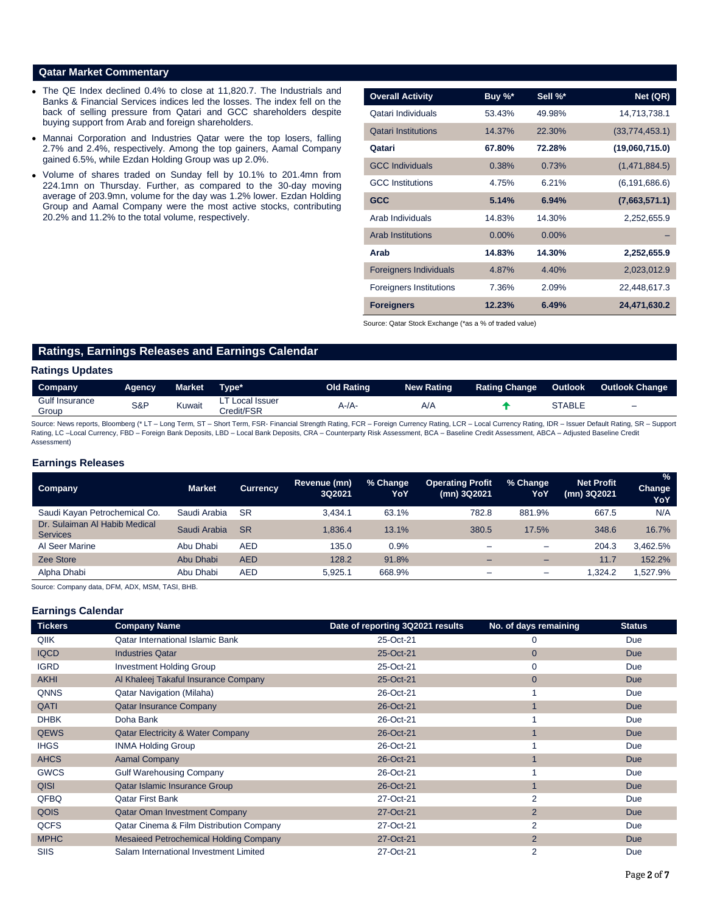## Qatar Market Commentary

- The QE Index declined 0.4% to close at 11,820.7. The Industrials and Banks & Financial Services indices led the losses. The index fell on the back of selling pressure from Qatari and GCC shareholders despite buying support from Arab and foreign shareholders.
- Mannai Corporation and Industries Qatar were the top losers, falling 2.7% and 2.4%, respectively. Among the top gainers, Aamal Company gained 6.5%, while Ezdan Holding Group was up 2.0%.
- Volume of shares traded on Sunday fell by 10.1% to 201.4mn from 224.1mn on Thursday. Further, as compared to the 30-day moving average of 203.9mn, volume for the day was 1.2% lower. Ezdan Holding Group and Aamal Company were the most active stocks, contributing 20.2% and 11.2% to the total volume, respectively.

| Overall Activity | Buy %* | Sell %* | Net (QR) |
|---|---|---|---|
| Qatari Individuals | 53.43% | 49.98% | 14,713,738.1 |
| Qatari Institutions | 14.37% | 22.30% | (33,774,453.1) |
| **Qatari** | **67.80%** | **72.28%** | **(19,060,715.0)** |
| GCC Individuals | 0.38% | 0.73% | (1,471,884.5) |
| GCC Institutions | 4.75% | 6.21% | (6,191,686.6) |
| **GCC** | **5.14%** | **6.94%** | **(7,663,571.1)** |
| Arab Individuals | 14.83% | 14.30% | 2,252,655.9 |
| Arab Institutions | 0.00% | 0.00% | – |
| **Arab** | **14.83%** | **14.30%** | **2,252,655.9** |
| Foreigners Individuals | 4.87% | 4.40% | 2,023,012.9 |
| Foreigners Institutions | 7.36% | 2.09% | 22,448,617.3 |
| **Foreigners** | **12.23%** | **6.49%** | **24,471,630.2** |

Source: Qatar Stock Exchange (*as a % of traded value)

## Ratings, Earnings Releases and Earnings Calendar

### Ratings Updates

| Company | Agency | Market | Type* | Old Rating | New Rating | Rating Change | Outlook | Outlook Change |
|---|---|---|---|---|---|---|---|---|
| Gulf Insurance Group | S&P | Kuwait | LT Local Issuer Credit/FSR | A-/A- | A/A | ↑ | STABLE | – |

Source: News reports, Bloomberg (* LT – Long Term, ST – Short Term, FSR- Financial Strength Rating, FCR – Foreign Currency Rating, LCR – Local Currency Rating, IDR – Issuer Default Rating, SR – Support Rating, LC –Local Currency, FBD – Foreign Bank Deposits, LBD – Local Bank Deposits, CRA – Counterparty Risk Assessment, BCA – Baseline Credit Assessment, ABCA – Adjusted Baseline Credit Assessment)

### Earnings Releases

| Company | Market | Currency | Revenue (mn) 3Q2021 | % Change YoY | Operating Profit (mn) 3Q2021 | % Change YoY | Net Profit (mn) 3Q2021 | % Change YoY |
|---|---|---|---|---|---|---|---|---|
| Saudi Kayan Petrochemical Co. | Saudi Arabia | SR | 3,434.1 | 63.1% | 782.8 | 881.9% | 667.5 | N/A |
| Dr. Sulaiman Al Habib Medical Services | Saudi Arabia | SR | 1,836.4 | 13.1% | 380.5 | 17.5% | 348.6 | 16.7% |
| Al Seer Marine | Abu Dhabi | AED | 135.0 | 0.9% | – | – | 204.3 | 3,462.5% |
| Zee Store | Abu Dhabi | AED | 128.2 | 91.8% | – | – | 11.7 | 152.2% |
| Alpha Dhabi | Abu Dhabi | AED | 5,925.1 | 668.9% | – | – | 1,324.2 | 1,527.9% |

Source: Company data, DFM, ADX, MSM, TASI, BHB.

### Earnings Calendar

| Tickers | Company Name | Date of reporting 3Q2021 results | No. of days remaining | Status |
|---|---|---|---|---|
| QIIK | Qatar International Islamic Bank | 25-Oct-21 | 0 | Due |
| IQCD | Industries Qatar | 25-Oct-21 | 0 | Due |
| IGRD | Investment Holding Group | 25-Oct-21 | 0 | Due |
| AKHI | Al Khaleej Takaful Insurance Company | 25-Oct-21 | 0 | Due |
| QNNS | Qatar Navigation (Milaha) | 26-Oct-21 | 1 | Due |
| QATI | Qatar Insurance Company | 26-Oct-21 | 1 | Due |
| DHBK | Doha Bank | 26-Oct-21 | 1 | Due |
| QEWS | Qatar Electricity & Water Company | 26-Oct-21 | 1 | Due |
| IHGS | INMA Holding Group | 26-Oct-21 | 1 | Due |
| AHCS | Aamal Company | 26-Oct-21 | 1 | Due |
| GWCS | Gulf Warehousing Company | 26-Oct-21 | 1 | Due |
| QISI | Qatar Islamic Insurance Group | 26-Oct-21 | 1 | Due |
| QFBQ | Qatar First Bank | 27-Oct-21 | 2 | Due |
| QOIS | Qatar Oman Investment Company | 27-Oct-21 | 2 | Due |
| QCFS | Qatar Cinema & Film Distribution Company | 27-Oct-21 | 2 | Due |
| MPHC | Mesaieed Petrochemical Holding Company | 27-Oct-21 | 2 | Due |
| SIIS | Salam International Investment Limited | 27-Oct-21 | 2 | Due |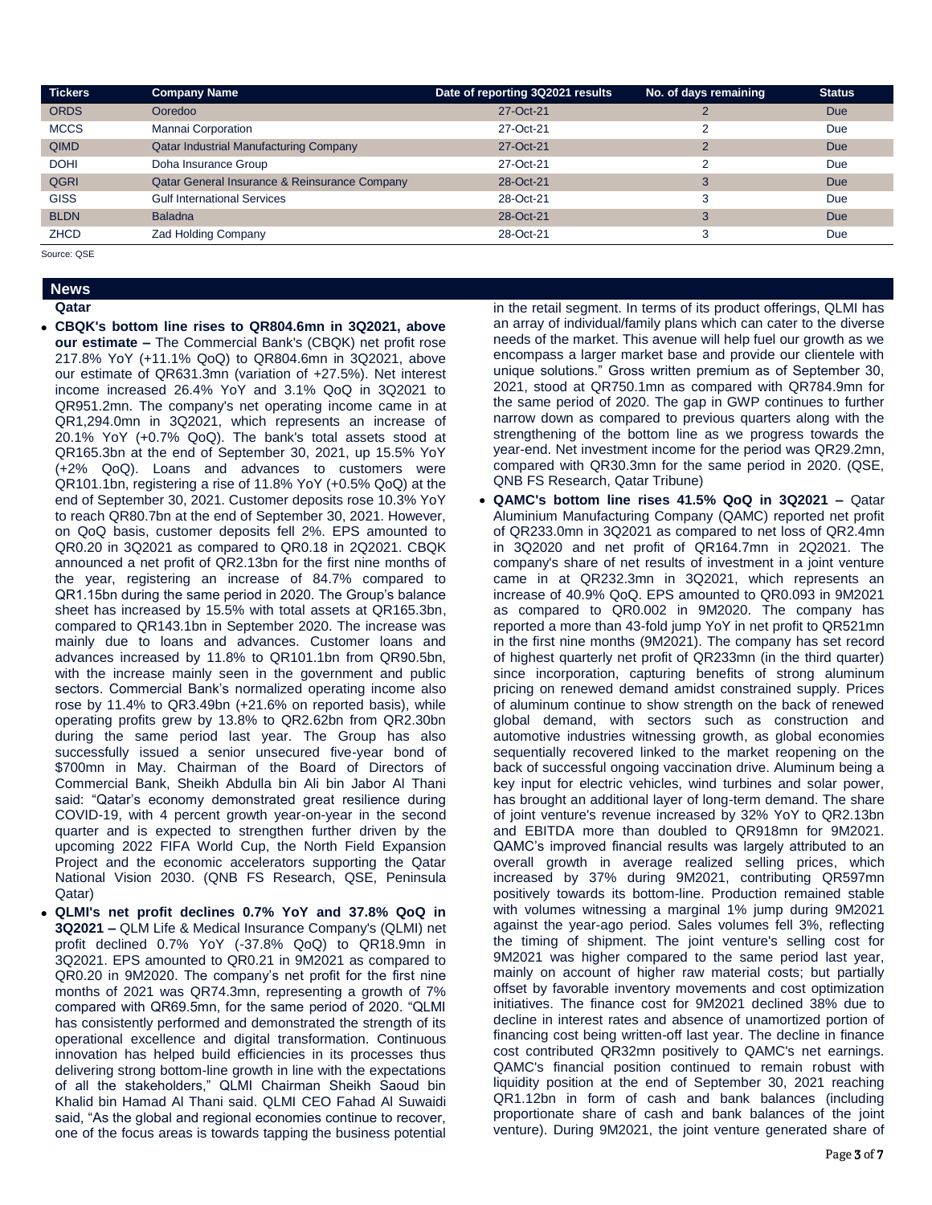| Tickers | Company Name | Date of reporting 3Q2021 results | No. of days remaining | Status |
|---|---|---|---|---|
| ORDS | Ooredoo | 27-Oct-21 | 2 | Due |
| MCCS | Mannai Corporation | 27-Oct-21 | 2 | Due |
| QIMD | Qatar Industrial Manufacturing Company | 27-Oct-21 | 2 | Due |
| DOHI | Doha Insurance Group | 27-Oct-21 | 2 | Due |
| QGRI | Qatar General Insurance & Reinsurance Company | 28-Oct-21 | 3 | Due |
| GISS | Gulf International Services | 28-Oct-21 | 3 | Due |
| BLDN | Baladna | 28-Oct-21 | 3 | Due |
| ZHCD | Zad Holding Company | 28-Oct-21 | 3 | Due |

Source: QSE

## News

### Qatar

- **CBQK's bottom line rises to QR804.6mn in 3Q2021, above our estimate –** The Commercial Bank's (CBQK) net profit rose 217.8% YoY (+11.1% QoQ) to QR804.6mn in 3Q2021, above our estimate of QR631.3mn (variation of +27.5%). Net interest income increased 26.4% YoY and 3.1% QoQ in 3Q2021 to QR951.2mn. The company's net operating income came in at QR1,294.0mn in 3Q2021, which represents an increase of 20.1% YoY (+0.7% QoQ). The bank's total assets stood at QR165.3bn at the end of September 30, 2021, up 15.5% YoY (+2% QoQ). Loans and advances to customers were QR101.1bn, registering a rise of 11.8% YoY (+0.5% QoQ) at the end of September 30, 2021. Customer deposits rose 10.3% YoY to reach QR80.7bn at the end of September 30, 2021. However, on QoQ basis, customer deposits fell 2%. EPS amounted to QR0.20 in 3Q2021 as compared to QR0.18 in 2Q2021. CBQK announced a net profit of QR2.13bn for the first nine months of the year, registering an increase of 84.7% compared to QR1.15bn during the same period in 2020. The Group's balance sheet has increased by 15.5% with total assets at QR165.3bn, compared to QR143.1bn in September 2020. The increase was mainly due to loans and advances. Customer loans and advances increased by 11.8% to QR101.1bn from QR90.5bn, with the increase mainly seen in the government and public sectors. Commercial Bank's normalized operating income also rose by 11.4% to QR3.49bn (+21.6% on reported basis), while operating profits grew by 13.8% to QR2.62bn from QR2.30bn during the same period last year. The Group has also successfully issued a senior unsecured five-year bond of $700mn in May. Chairman of the Board of Directors of Commercial Bank, Sheikh Abdulla bin Ali bin Jabor Al Thani said: "Qatar's economy demonstrated great resilience during COVID-19, with 4 percent growth year-on-year in the second quarter and is expected to strengthen further driven by the upcoming 2022 FIFA World Cup, the North Field Expansion Project and the economic accelerators supporting the Qatar National Vision 2030. (QNB FS Research, QSE, Peninsula Qatar)
- **QLMI's net profit declines 0.7% YoY and 37.8% QoQ in 3Q2021 –** QLM Life & Medical Insurance Company's (QLMI) net profit declined 0.7% YoY (-37.8% QoQ) to QR18.9mn in 3Q2021. EPS amounted to QR0.21 in 9M2021 as compared to QR0.20 in 9M2020. The company's net profit for the first nine months of 2021 was QR74.3mn, representing a growth of 7% compared with QR69.5mn, for the same period of 2020. "QLMI has consistently performed and demonstrated the strength of its operational excellence and digital transformation. Continuous innovation has helped build efficiencies in its processes thus delivering strong bottom-line growth in line with the expectations of all the stakeholders," QLMI Chairman Sheikh Saoud bin Khalid bin Hamad Al Thani said. QLMI CEO Fahad Al Suwaidi said, "As the global and regional economies continue to recover, one of the focus areas is towards tapping the business potential in the retail segment. In terms of its product offerings, QLMI has an array of individual/family plans which can cater to the diverse needs of the market. This avenue will help fuel our growth as we encompass a larger market base and provide our clientele with unique solutions." Gross written premium as of September 30, 2021, stood at QR750.1mn as compared with QR784.9mn for the same period of 2020. The gap in GWP continues to further narrow down as compared to previous quarters along with the strengthening of the bottom line as we progress towards the year-end. Net investment income for the period was QR29.2mn, compared with QR30.3mn for the same period in 2020. (QSE, QNB FS Research, Qatar Tribune)
- **QAMC's bottom line rises 41.5% QoQ in 3Q2021 –** Qatar Aluminium Manufacturing Company (QAMC) reported net profit of QR233.0mn in 3Q2021 as compared to net loss of QR2.4mn in 3Q2020 and net profit of QR164.7mn in 2Q2021. The company's share of net results of investment in a joint venture came in at QR232.3mn in 3Q2021, which represents an increase of 40.9% QoQ. EPS amounted to QR0.093 in 9M2021 as compared to QR0.002 in 9M2020. The company has reported a more than 43-fold jump YoY in net profit to QR521mn in the first nine months (9M2021). The company has set record of highest quarterly net profit of QR233mn (in the third quarter) since incorporation, capturing benefits of strong aluminum pricing on renewed demand amidst constrained supply. Prices of aluminum continue to show strength on the back of renewed global demand, with sectors such as construction and automotive industries witnessing growth, as global economies sequentially recovered linked to the market reopening on the back of successful ongoing vaccination drive. Aluminum being a key input for electric vehicles, wind turbines and solar power, has brought an additional layer of long-term demand. The share of joint venture's revenue increased by 32% YoY to QR2.13bn and EBITDA more than doubled to QR918mn for 9M2021. QAMC's improved financial results was largely attributed to an overall growth in average realized selling prices, which increased by 37% during 9M2021, contributing QR597mn positively towards its bottom-line. Production remained stable with volumes witnessing a marginal 1% jump during 9M2021 against the year-ago period. Sales volumes fell 3%, reflecting the timing of shipment. The joint venture's selling cost for 9M2021 was higher compared to the same period last year, mainly on account of higher raw material costs; but partially offset by favorable inventory movements and cost optimization initiatives. The finance cost for 9M2021 declined 38% due to decline in interest rates and absence of unamortized portion of financing cost being written-off last year. The decline in finance cost contributed QR32mn positively to QAMC's net earnings. QAMC's financial position continued to remain robust with liquidity position at the end of September 30, 2021 reaching QR1.12bn in form of cash and bank balances (including proportionate share of cash and bank balances of the joint venture). During 9M2021, the joint venture generated share of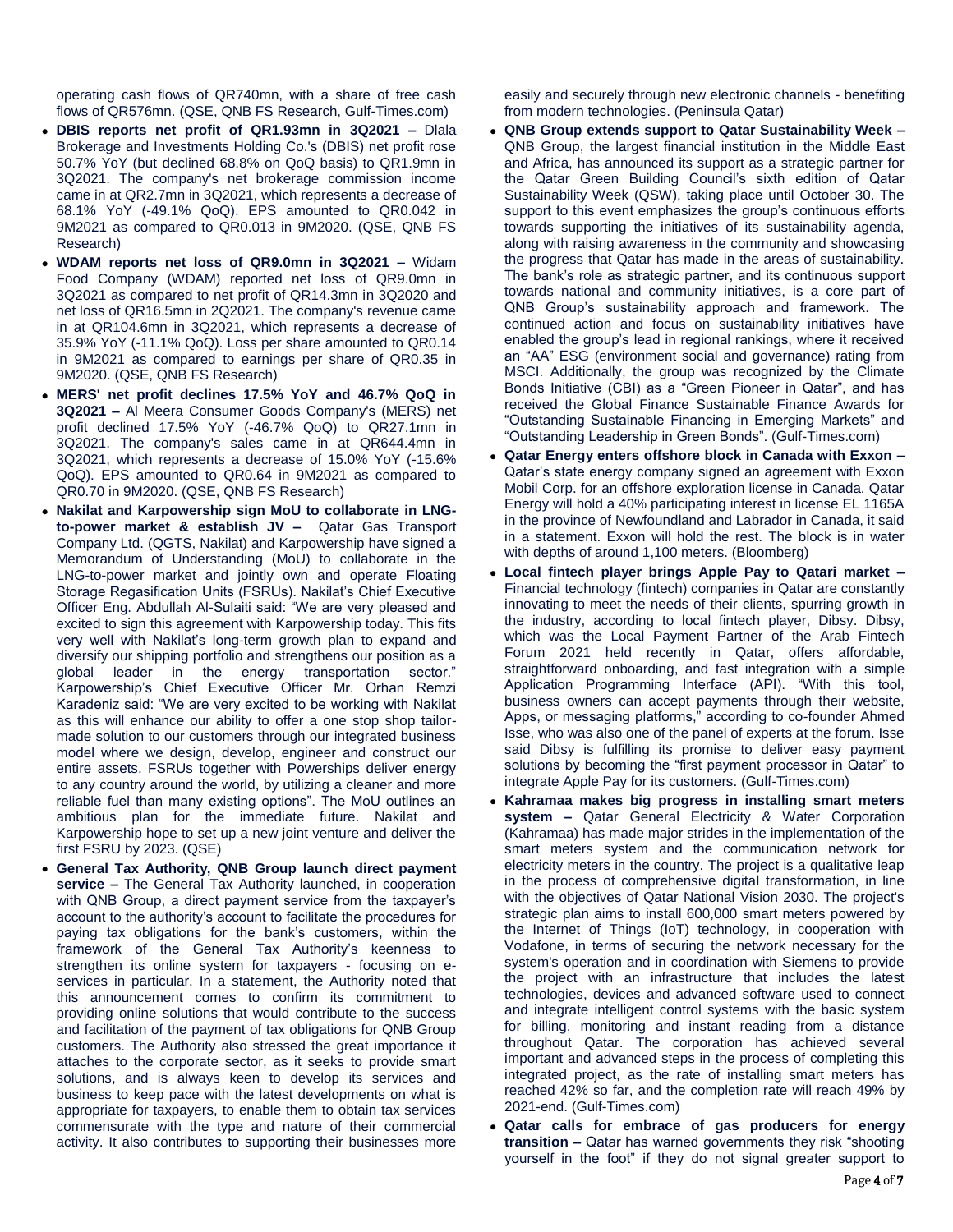operating cash flows of QR740mn, with a share of free cash flows of QR576mn. (QSE, QNB FS Research, Gulf-Times.com)

- **DBIS reports net profit of QR1.93mn in 3Q2021 –** Dlala Brokerage and Investments Holding Co.'s (DBIS) net profit rose 50.7% YoY (but declined 68.8% on QoQ basis) to QR1.9mn in 3Q2021. The company's net brokerage commission income came in at QR2.7mn in 3Q2021, which represents a decrease of 68.1% YoY (-49.1% QoQ). EPS amounted to QR0.042 in 9M2021 as compared to QR0.013 in 9M2020. (QSE, QNB FS Research)
- **WDAM reports net loss of QR9.0mn in 3Q2021 –** Widam Food Company (WDAM) reported net loss of QR9.0mn in 3Q2021 as compared to net profit of QR14.3mn in 3Q2020 and net loss of QR16.5mn in 2Q2021. The company's revenue came in at QR104.6mn in 3Q2021, which represents a decrease of 35.9% YoY (-11.1% QoQ). Loss per share amounted to QR0.14 in 9M2021 as compared to earnings per share of QR0.35 in 9M2020. (QSE, QNB FS Research)
- **MERS' net profit declines 17.5% YoY and 46.7% QoQ in 3Q2021 –** Al Meera Consumer Goods Company's (MERS) net profit declined 17.5% YoY (-46.7% QoQ) to QR27.1mn in 3Q2021. The company's sales came in at QR644.4mn in 3Q2021, which represents a decrease of 15.0% YoY (-15.6% QoQ). EPS amounted to QR0.64 in 9M2021 as compared to QR0.70 in 9M2020. (QSE, QNB FS Research)
- **Nakilat and Karpowership sign MoU to collaborate in LNG-to-power market & establish JV –** Qatar Gas Transport Company Ltd. (QGTS, Nakilat) and Karpowership have signed a Memorandum of Understanding (MoU) to collaborate in the LNG-to-power market and jointly own and operate Floating Storage Regasification Units (FSRUs). Nakilat's Chief Executive Officer Eng. Abdullah Al-Sulaiti said: "We are very pleased and excited to sign this agreement with Karpowership today. This fits very well with Nakilat's long-term growth plan to expand and diversify our shipping portfolio and strengthens our position as a global leader in the energy transportation sector." Karpowership's Chief Executive Officer Mr. Orhan Remzi Karadeniz said: "We are very excited to be working with Nakilat as this will enhance our ability to offer a one stop shop tailor-made solution to our customers through our integrated business model where we design, develop, engineer and construct our entire assets. FSRUs together with Powerships deliver energy to any country around the world, by utilizing a cleaner and more reliable fuel than many existing options". The MoU outlines an ambitious plan for the immediate future. Nakilat and Karpowership hope to set up a new joint venture and deliver the first FSRU by 2023. (QSE)
- **General Tax Authority, QNB Group launch direct payment service –** The General Tax Authority launched, in cooperation with QNB Group, a direct payment service from the taxpayer's account to the authority's account to facilitate the procedures for paying tax obligations for the bank's customers, within the framework of the General Tax Authority's keenness to strengthen its online system for taxpayers - focusing on e-services in particular. In a statement, the Authority noted that this announcement comes to confirm its commitment to providing online solutions that would contribute to the success and facilitation of the payment of tax obligations for QNB Group customers. The Authority also stressed the great importance it attaches to the corporate sector, as it seeks to provide smart solutions, and is always keen to develop its services and business to keep pace with the latest developments on what is appropriate for taxpayers, to enable them to obtain tax services commensurate with the type and nature of their commercial activity. It also contributes to supporting their businesses more easily and securely through new electronic channels - benefiting from modern technologies. (Peninsula Qatar)
- **QNB Group extends support to Qatar Sustainability Week –** QNB Group, the largest financial institution in the Middle East and Africa, has announced its support as a strategic partner for the Qatar Green Building Council's sixth edition of Qatar Sustainability Week (QSW), taking place until October 30. The support to this event emphasizes the group's continuous efforts towards supporting the initiatives of its sustainability agenda, along with raising awareness in the community and showcasing the progress that Qatar has made in the areas of sustainability. The bank's role as strategic partner, and its continuous support towards national and community initiatives, is a core part of QNB Group's sustainability approach and framework. The continued action and focus on sustainability initiatives have enabled the group's lead in regional rankings, where it received an "AA" ESG (environment social and governance) rating from MSCI. Additionally, the group was recognized by the Climate Bonds Initiative (CBI) as a "Green Pioneer in Qatar", and has received the Global Finance Sustainable Finance Awards for "Outstanding Sustainable Financing in Emerging Markets" and "Outstanding Leadership in Green Bonds". (Gulf-Times.com)
- **Qatar Energy enters offshore block in Canada with Exxon –** Qatar's state energy company signed an agreement with Exxon Mobil Corp. for an offshore exploration license in Canada. Qatar Energy will hold a 40% participating interest in license EL 1165A in the province of Newfoundland and Labrador in Canada, it said in a statement. Exxon will hold the rest. The block is in water with depths of around 1,100 meters. (Bloomberg)
- **Local fintech player brings Apple Pay to Qatari market –** Financial technology (fintech) companies in Qatar are constantly innovating to meet the needs of their clients, spurring growth in the industry, according to local fintech player, Dibsy. Dibsy, which was the Local Payment Partner of the Arab Fintech Forum 2021 held recently in Qatar, offers affordable, straightforward onboarding, and fast integration with a simple Application Programming Interface (API). "With this tool, business owners can accept payments through their website, Apps, or messaging platforms," according to co-founder Ahmed Isse, who was also one of the panel of experts at the forum. Isse said Dibsy is fulfilling its promise to deliver easy payment solutions by becoming the "first payment processor in Qatar" to integrate Apple Pay for its customers. (Gulf-Times.com)
- **Kahramaa makes big progress in installing smart meters system –** Qatar General Electricity & Water Corporation (Kahramaa) has made major strides in the implementation of the smart meters system and the communication network for electricity meters in the country. The project is a qualitative leap in the process of comprehensive digital transformation, in line with the objectives of Qatar National Vision 2030. The project's strategic plan aims to install 600,000 smart meters powered by the Internet of Things (IoT) technology, in cooperation with Vodafone, in terms of securing the network necessary for the system's operation and in coordination with Siemens to provide the project with an infrastructure that includes the latest technologies, devices and advanced software used to connect and integrate intelligent control systems with the basic system for billing, monitoring and instant reading from a distance throughout Qatar. The corporation has achieved several important and advanced steps in the process of completing this integrated project, as the rate of installing smart meters has reached 42% so far, and the completion rate will reach 49% by 2021-end. (Gulf-Times.com)
- **Qatar calls for embrace of gas producers for energy transition –** Qatar has warned governments they risk "shooting yourself in the foot" if they do not signal greater support to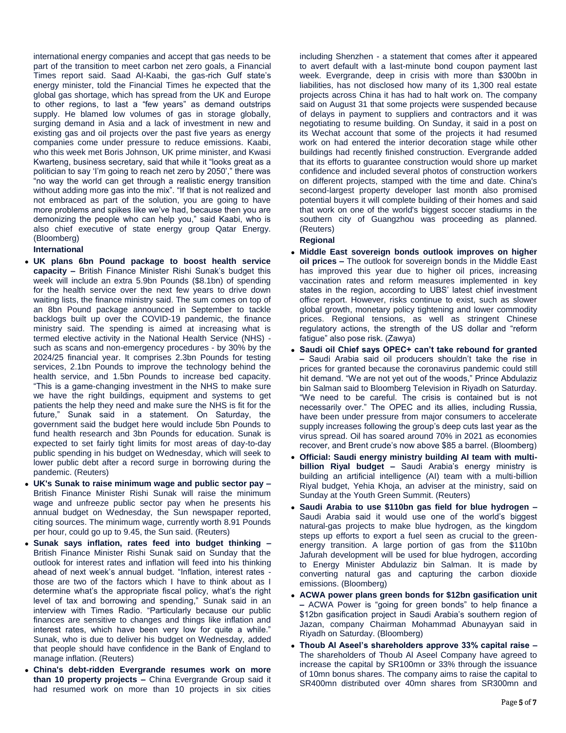international energy companies and accept that gas needs to be part of the transition to meet carbon net zero goals, a Financial Times report said. Saad Al-Kaabi, the gas-rich Gulf state's energy minister, told the Financial Times he expected that the global gas shortage, which has spread from the UK and Europe to other regions, to last a "few years" as demand outstrips supply. He blamed low volumes of gas in storage globally, surging demand in Asia and a lack of investment in new and existing gas and oil projects over the past five years as energy companies come under pressure to reduce emissions. Kaabi, who this week met Boris Johnson, UK prime minister, and Kwasi Kwarteng, business secretary, said that while it "looks great as a politician to say 'I'm going to reach net zero by 2050'," there was "no way the world can get through a realistic energy transition without adding more gas into the mix". "If that is not realized and not embraced as part of the solution, you are going to have more problems and spikes like we've had, because then you are demonizing the people who can help you," said Kaabi, who is also chief executive of state energy group Qatar Energy. (Bloomberg)

**International**

- **UK plans 6bn Pound package to boost health service capacity –** British Finance Minister Rishi Sunak's budget this week will include an extra 5.9bn Pounds ($8.1bn) of spending for the health service over the next few years to drive down waiting lists, the finance ministry said. The sum comes on top of an 8bn Pound package announced in September to tackle backlogs built up over the COVID-19 pandemic, the finance ministry said. The spending is aimed at increasing what is termed elective activity in the National Health Service (NHS) - such as scans and non-emergency procedures - by 30% by the 2024/25 financial year. It comprises 2.3bn Pounds for testing services, 2.1bn Pounds to improve the technology behind the health service, and 1.5bn Pounds to increase bed capacity. "This is a game-changing investment in the NHS to make sure we have the right buildings, equipment and systems to get patients the help they need and make sure the NHS is fit for the future," Sunak said in a statement. On Saturday, the government said the budget here would include 5bn Pounds to fund health research and 3bn Pounds for education. Sunak is expected to set fairly tight limits for most areas of day-to-day public spending in his budget on Wednesday, which will seek to lower public debt after a record surge in borrowing during the pandemic. (Reuters)
- **UK's Sunak to raise minimum wage and public sector pay –** British Finance Minister Rishi Sunak will raise the minimum wage and unfreeze public sector pay when he presents his annual budget on Wednesday, the Sun newspaper reported, citing sources. The minimum wage, currently worth 8.91 Pounds per hour, could go up to 9.45, the Sun said. (Reuters)
- **Sunak says inflation, rates feed into budget thinking –** British Finance Minister Rishi Sunak said on Sunday that the outlook for interest rates and inflation will feed into his thinking ahead of next week's annual budget. "Inflation, interest rates - those are two of the factors which I have to think about as I determine what's the appropriate fiscal policy, what's the right level of tax and borrowing and spending," Sunak said in an interview with Times Radio. "Particularly because our public finances are sensitive to changes and things like inflation and interest rates, which have been very low for quite a while." Sunak, who is due to deliver his budget on Wednesday, added that people should have confidence in the Bank of England to manage inflation. (Reuters)
- **China's debt-ridden Evergrande resumes work on more than 10 property projects –** China Evergrande Group said it had resumed work on more than 10 projects in six cities including Shenzhen - a statement that comes after it appeared to avert default with a last-minute bond coupon payment last week. Evergrande, deep in crisis with more than $300bn in liabilities, has not disclosed how many of its 1,300 real estate projects across China it has had to halt work on. The company said on August 31 that some projects were suspended because of delays in payment to suppliers and contractors and it was negotiating to resume building. On Sunday, it said in a post on its Wechat account that some of the projects it had resumed work on had entered the interior decoration stage while other buildings had recently finished construction. Evergrande added that its efforts to guarantee construction would shore up market confidence and included several photos of construction workers on different projects, stamped with the time and date. China's second-largest property developer last month also promised potential buyers it will complete building of their homes and said that work on one of the world's biggest soccer stadiums in the southern city of Guangzhou was proceeding as planned. (Reuters)

**Regional**

- **Middle East sovereign bonds outlook improves on higher oil prices –** The outlook for sovereign bonds in the Middle East has improved this year due to higher oil prices, increasing vaccination rates and reform measures implemented in key states in the region, according to UBS' latest chief investment office report. However, risks continue to exist, such as slower global growth, monetary policy tightening and lower commodity prices. Regional tensions, as well as stringent Chinese regulatory actions, the strength of the US dollar and "reform fatigue" also pose risk. (Zawya)
- **Saudi oil Chief says OPEC+ can't take rebound for granted –** Saudi Arabia said oil producers shouldn't take the rise in prices for granted because the coronavirus pandemic could still hit demand. "We are not yet out of the woods," Prince Abdulaziz bin Salman said to Bloomberg Television in Riyadh on Saturday. "We need to be careful. The crisis is contained but is not necessarily over." The OPEC and its allies, including Russia, have been under pressure from major consumers to accelerate supply increases following the group's deep cuts last year as the virus spread. Oil has soared around 70% in 2021 as economies recover, and Brent crude's now above $85 a barrel. (Bloomberg)
- **Official: Saudi energy ministry building AI team with multi-billion Riyal budget –** Saudi Arabia's energy ministry is building an artificial intelligence (AI) team with a multi-billion Riyal budget, Yehia Khoja, an adviser at the ministry, said on Sunday at the Youth Green Summit. (Reuters)
- **Saudi Arabia to use $110bn gas field for blue hydrogen –** Saudi Arabia said it would use one of the world's biggest natural-gas projects to make blue hydrogen, as the kingdom steps up efforts to export a fuel seen as crucial to the green-energy transition. A large portion of gas from the $110bn Jafurah development will be used for blue hydrogen, according to Energy Minister Abdulaziz bin Salman. It is made by converting natural gas and capturing the carbon dioxide emissions. (Bloomberg)
- **ACWA power plans green bonds for $12bn gasification unit –** ACWA Power is "going for green bonds" to help finance a $12bn gasification project in Saudi Arabia's southern region of Jazan, company Chairman Mohammad Abunayyan said in Riyadh on Saturday. (Bloomberg)
- **Thoub Al Aseel's shareholders approve 33% capital raise –** The shareholders of Thoub Al Aseel Company have agreed to increase the capital by SR100mn or 33% through the issuance of 10mn bonus shares. The company aims to raise the capital to SR400mn distributed over 40mn shares from SR300mn and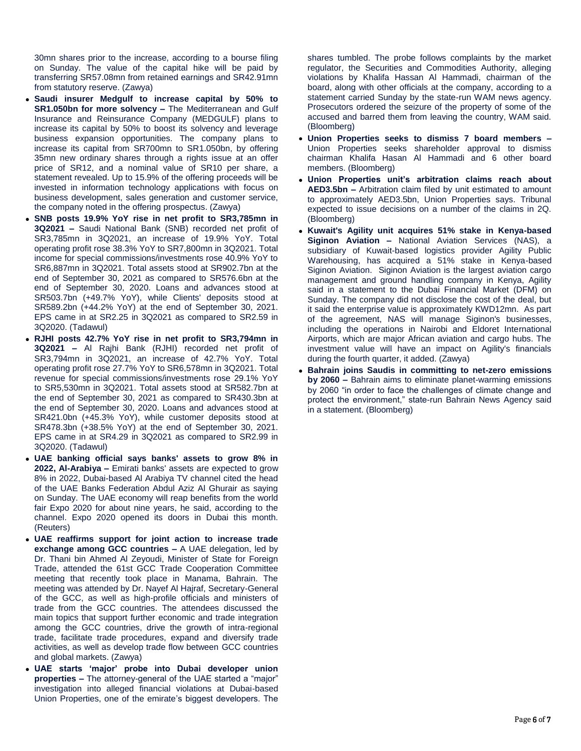30mn shares prior to the increase, according to a bourse filing on Sunday. The value of the capital hike will be paid by transferring SR57.08mn from retained earnings and SR42.91mn from statutory reserve. (Zawya)

- **Saudi insurer Medgulf to increase capital by 50% to SR1.050bn for more solvency –** The Mediterranean and Gulf Insurance and Reinsurance Company (MEDGULF) plans to increase its capital by 50% to boost its solvency and leverage business expansion opportunities. The company plans to increase its capital from SR700mn to SR1.050bn, by offering 35mn new ordinary shares through a rights issue at an offer price of SR12, and a nominal value of SR10 per share, a statement revealed. Up to 15.9% of the offering proceeds will be invested in information technology applications with focus on business development, sales generation and customer service, the company noted in the offering prospectus. (Zawya)
- **SNB posts 19.9% YoY rise in net profit to SR3,785mn in 3Q2021 –** Saudi National Bank (SNB) recorded net profit of SR3,785mn in 3Q2021, an increase of 19.9% YoY. Total operating profit rose 38.3% YoY to SR7,800mn in 3Q2021. Total income for special commissions/investments rose 40.9% YoY to SR6,887mn in 3Q2021. Total assets stood at SR902.7bn at the end of September 30, 2021 as compared to SR576.6bn at the end of September 30, 2020. Loans and advances stood at SR503.7bn (+49.7% YoY), while Clients' deposits stood at SR589.2bn (+44.2% YoY) at the end of September 30, 2021. EPS came in at SR2.25 in 3Q2021 as compared to SR2.59 in 3Q2020. (Tadawul)
- **RJHI posts 42.7% YoY rise in net profit to SR3,794mn in 3Q2021 –** Al Rajhi Bank (RJHI) recorded net profit of SR3,794mn in 3Q2021, an increase of 42.7% YoY. Total operating profit rose 27.7% YoY to SR6,578mn in 3Q2021. Total revenue for special commissions/investments rose 29.1% YoY to SR5,530mn in 3Q2021. Total assets stood at SR582.7bn at the end of September 30, 2021 as compared to SR430.3bn at the end of September 30, 2020. Loans and advances stood at SR421.0bn (+45.3% YoY), while customer deposits stood at SR478.3bn (+38.5% YoY) at the end of September 30, 2021. EPS came in at SR4.29 in 3Q2021 as compared to SR2.99 in 3Q2020. (Tadawul)
- **UAE banking official says banks' assets to grow 8% in 2022, Al-Arabiya –** Emirati banks' assets are expected to grow 8% in 2022, Dubai-based Al Arabiya TV channel cited the head of the UAE Banks Federation Abdul Aziz Al Ghurair as saying on Sunday. The UAE economy will reap benefits from the world fair Expo 2020 for about nine years, he said, according to the channel. Expo 2020 opened its doors in Dubai this month. (Reuters)
- **UAE reaffirms support for joint action to increase trade exchange among GCC countries –** A UAE delegation, led by Dr. Thani bin Ahmed Al Zeyoudi, Minister of State for Foreign Trade, attended the 61st GCC Trade Cooperation Committee meeting that recently took place in Manama, Bahrain. The meeting was attended by Dr. Nayef Al Hajraf, Secretary-General of the GCC, as well as high-profile officials and ministers of trade from the GCC countries. The attendees discussed the main topics that support further economic and trade integration among the GCC countries, drive the growth of intra-regional trade, facilitate trade procedures, expand and diversify trade activities, as well as develop trade flow between GCC countries and global markets. (Zawya)
- **UAE starts 'major' probe into Dubai developer union properties –** The attorney-general of the UAE started a "major" investigation into alleged financial violations at Dubai-based Union Properties, one of the emirate's biggest developers. The shares tumbled. The probe follows complaints by the market regulator, the Securities and Commodities Authority, alleging violations by Khalifa Hassan Al Hammadi, chairman of the board, along with other officials at the company, according to a statement carried Sunday by the state-run WAM news agency. Prosecutors ordered the seizure of the property of some of the accused and barred them from leaving the country, WAM said. (Bloomberg)
- **Union Properties seeks to dismiss 7 board members –** Union Properties seeks shareholder approval to dismiss chairman Khalifa Hasan Al Hammadi and 6 other board members. (Bloomberg)
- **Union Properties unit's arbitration claims reach about AED3.5bn –** Arbitration claim filed by unit estimated to amount to approximately AED3.5bn, Union Properties says. Tribunal expected to issue decisions on a number of the claims in 2Q. (Bloomberg)
- **Kuwait's Agility unit acquires 51% stake in Kenya-based Siginon Aviation –** National Aviation Services (NAS), a subsidiary of Kuwait-based logistics provider Agility Public Warehousing, has acquired a 51% stake in Kenya-based Siginon Aviation. Siginon Aviation is the largest aviation cargo management and ground handling company in Kenya, Agility said in a statement to the Dubai Financial Market (DFM) on Sunday. The company did not disclose the cost of the deal, but it said the enterprise value is approximately KWD12mn. As part of the agreement, NAS will manage Siginon's businesses, including the operations in Nairobi and Eldoret International Airports, which are major African aviation and cargo hubs. The investment value will have an impact on Agility's financials during the fourth quarter, it added. (Zawya)
- **Bahrain joins Saudis in committing to net-zero emissions by 2060 –** Bahrain aims to eliminate planet-warming emissions by 2060 "in order to face the challenges of climate change and protect the environment," state-run Bahrain News Agency said in a statement. (Bloomberg)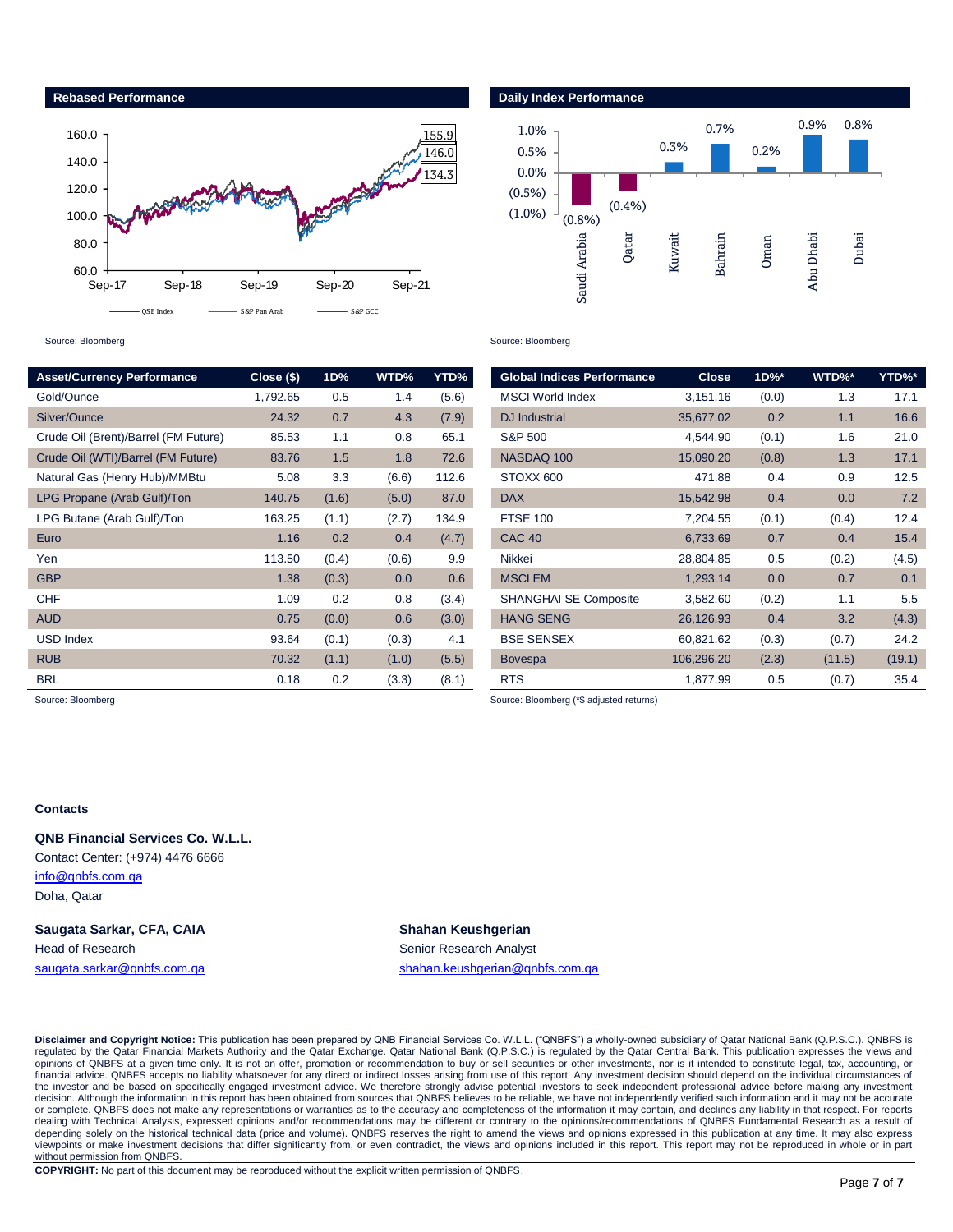### Rebased Performance

160.0
140.0
120.0
100.0
80.0
60.0

155.9
146.0
134.3

Sep-17 Sep-18 Sep-19 Sep-20 Sep-21

QSE Index S&P Pan Arab S&P GCC

Source: Bloomberg

### Daily Index Performance

1.0%
0.5%
0.0%
(0.5%)
(1.0%)

(0.8%) (0.4%) 0.3% 0.7% 0.2% 0.9% 0.8%

Saudi Arabia Qatar Kuwait Bahrain Oman Abu Dhabi Dubai

Source: Bloomberg

| Asset/Currency Performance | Close ($) | 1D% | WTD% | YTD% |
|---|---|---|---|---|
| Gold/Ounce | 1,792.65 | 0.5 | 1.4 | (5.6) |
| Silver/Ounce | 24.32 | 0.7 | 4.3 | (7.9) |
| Crude Oil (Brent)/Barrel (FM Future) | 85.53 | 1.1 | 0.8 | 65.1 |
| Crude Oil (WTI)/Barrel (FM Future) | 83.76 | 1.5 | 1.8 | 72.6 |
| Natural Gas (Henry Hub)/MMBtu | 5.08 | 3.3 | (6.6) | 112.6 |
| LPG Propane (Arab Gulf)/Ton | 140.75 | (1.6) | (5.0) | 87.0 |
| LPG Butane (Arab Gulf)/Ton | 163.25 | (1.1) | (2.7) | 134.9 |
| Euro | 1.16 | 0.2 | 0.4 | (4.7) |
| Yen | 113.50 | (0.4) | (0.6) | 9.9 |
| GBP | 1.38 | (0.3) | 0.0 | 0.6 |
| CHF | 1.09 | 0.2 | 0.8 | (3.4) |
| AUD | 0.75 | (0.0) | 0.6 | (3.0) |
| USD Index | 93.64 | (0.1) | (0.3) | 4.1 |
| RUB | 70.32 | (1.1) | (1.0) | (5.5) |
| BRL | 0.18 | 0.2 | (3.3) | (8.1) |

Source: Bloomberg

| Global Indices Performance | Close | 1D%* | WTD%* | YTD%* |
|---|---|---|---|---|
| MSCI World Index | 3,151.16 | (0.0) | 1.3 | 17.1 |
| DJ Industrial | 35,677.02 | 0.2 | 1.1 | 16.6 |
| S&P 500 | 4,544.90 | (0.1) | 1.6 | 21.0 |
| NASDAQ 100 | 15,090.20 | (0.8) | 1.3 | 17.1 |
| STOXX 600 | 471.88 | 0.4 | 0.9 | 12.5 |
| DAX | 15,542.98 | 0.4 | 0.0 | 7.2 |
| FTSE 100 | 7,204.55 | (0.1) | (0.4) | 12.4 |
| CAC 40 | 6,733.69 | 0.7 | 0.4 | 15.4 |
| Nikkei | 28,804.85 | 0.5 | (0.2) | (4.5) |
| MSCI EM | 1,293.14 | 0.0 | 0.7 | 0.1 |
| SHANGHAI SE Composite | 3,582.60 | (0.2) | 1.1 | 5.5 |
| HANG SENG | 26,126.93 | 0.4 | 3.2 | (4.3) |
| BSE SENSEX | 60,821.62 | (0.3) | (0.7) | 24.2 |
| Bovespa | 106,296.20 | (2.3) | (11.5) | (19.1) |
| RTS | 1,877.99 | 0.5 | (0.7) | 35.4 |

Source: Bloomberg (*$ adjusted returns)

**Contacts**

**QNB Financial Services Co. W.L.L.**
Contact Center: (+974) 4476 6666
info@qnbfs.com.qa
Doha, Qatar

**Saugata Sarkar, CFA, CAIA**
Head of Research
saugata.sarkar@qnbfs.com.qa

**Shahan Keushgerian**
Senior Research Analyst
shahan.keushgerian@qnbfs.com.qa

**Disclaimer and Copyright Notice:** This publication has been prepared by QNB Financial Services Co. W.L.L. ("QNBFS") a wholly-owned subsidiary of Qatar National Bank (Q.P.S.C.). QNBFS is regulated by the Qatar Financial Markets Authority and the Qatar Exchange. Qatar National Bank (Q.P.S.C.) is regulated by the Qatar Central Bank. This publication expresses the views and opinions of QNBFS at a given time only. It is not an offer, promotion or recommendation to buy or sell securities or other investments, nor is it intended to constitute legal, tax, accounting, or financial advice. QNBFS accepts no liability whatsoever for any direct or indirect losses arising from use of this report. Any investment decision should depend on the individual circumstances of the investor and be based on specifically engaged investment advice. We therefore strongly advise potential investors to seek independent professional advice before making any investment decision. Although the information in this report has been obtained from sources that QNBFS believes to be reliable, we have not independently verified such information and it may not be accurate or complete. QNBFS does not make any representations or warranties as to the accuracy and completeness of the information it may contain, and declines any liability in that respect. For reports dealing with Technical Analysis, expressed opinions and/or recommendations may be different or contrary to the opinions/recommendations of QNBFS Fundamental Research as a result of depending solely on the historical technical data (price and volume). QNBFS reserves the right to amend the views and opinions expressed in this publication at any time. It may also express viewpoints or make investment decisions that differ significantly from, or even contradict, the views and opinions included in this report. This report may not be reproduced in whole or in part without permission from QNBFS.

**COPYRIGHT:** No part of this document may be reproduced without the explicit written permission of QNBFS